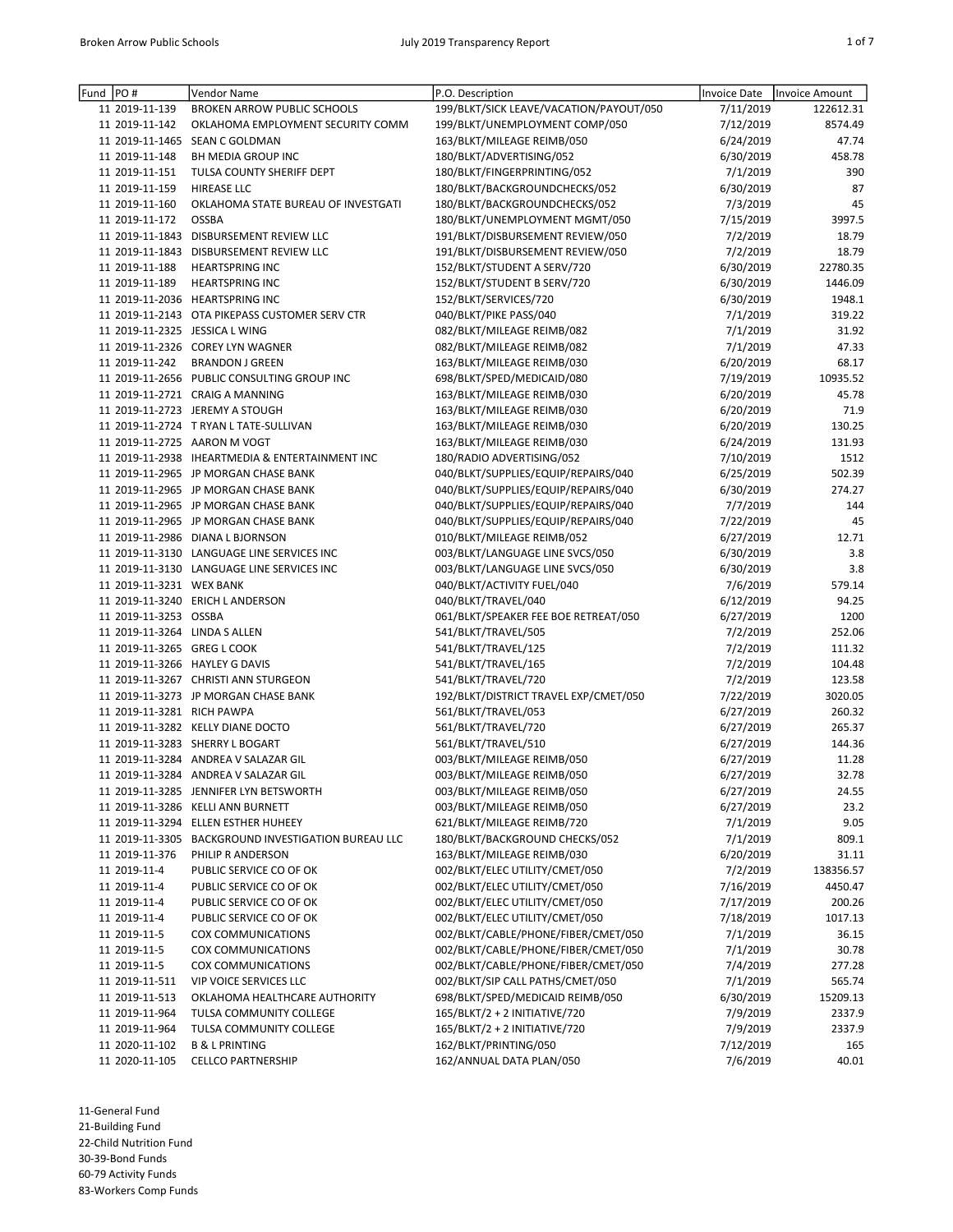| Fund | PO # | Vendor Name | P.O. Description | Invoice Date | Invoice Amount |
|---|---|---|---|---|---|
| 11 | 2019-11-139 | BROKEN ARROW PUBLIC SCHOOLS | 199/BLKT/SICK LEAVE/VACATION/PAYOUT/050 | 7/11/2019 | 122612.31 |
| 11 | 2019-11-142 | OKLAHOMA EMPLOYMENT SECURITY COMM | 199/BLKT/UNEMPLOYMENT COMP/050 | 7/12/2019 | 8574.49 |
| 11 | 2019-11-1465 | SEAN C GOLDMAN | 163/BLKT/MILEAGE REIMB/050 | 6/24/2019 | 47.74 |
| 11 | 2019-11-148 | BH MEDIA GROUP INC | 180/BLKT/ADVERTISING/052 | 6/30/2019 | 458.78 |
| 11 | 2019-11-151 | TULSA COUNTY SHERIFF DEPT | 180/BLKT/FINGERPRINTING/052 | 7/1/2019 | 390 |
| 11 | 2019-11-159 | HIREASE LLC | 180/BLKT/BACKGROUNDCHECKS/052 | 6/30/2019 | 87 |
| 11 | 2019-11-160 | OKLAHOMA STATE BUREAU OF INVESTGATI | 180/BLKT/BACKGROUNDCHECKS/052 | 7/3/2019 | 45 |
| 11 | 2019-11-172 | OSSBA | 180/BLKT/UNEMPLOYMENT MGMT/050 | 7/15/2019 | 3997.5 |
| 11 | 2019-11-1843 | DISBURSEMENT REVIEW LLC | 191/BLKT/DISBURSEMENT REVIEW/050 | 7/2/2019 | 18.79 |
| 11 | 2019-11-1843 | DISBURSEMENT REVIEW LLC | 191/BLKT/DISBURSEMENT REVIEW/050 | 7/2/2019 | 18.79 |
| 11 | 2019-11-188 | HEARTSPRING INC | 152/BLKT/STUDENT A SERV/720 | 6/30/2019 | 22780.35 |
| 11 | 2019-11-189 | HEARTSPRING INC | 152/BLKT/STUDENT B SERV/720 | 6/30/2019 | 1446.09 |
| 11 | 2019-11-2036 | HEARTSPRING INC | 152/BLKT/SERVICES/720 | 6/30/2019 | 1948.1 |
| 11 | 2019-11-2143 | OTA PIKEPASS CUSTOMER SERV CTR | 040/BLKT/PIKE PASS/040 | 7/1/2019 | 319.22 |
| 11 | 2019-11-2325 | JESSICA L WING | 082/BLKT/MILEAGE REIMB/082 | 7/1/2019 | 31.92 |
| 11 | 2019-11-2326 | COREY LYN WAGNER | 082/BLKT/MILEAGE REIMB/082 | 7/1/2019 | 47.33 |
| 11 | 2019-11-242 | BRANDON J GREEN | 163/BLKT/MILEAGE REIMB/030 | 6/20/2019 | 68.17 |
| 11 | 2019-11-2656 | PUBLIC CONSULTING GROUP INC | 698/BLKT/SPED/MEDICAID/080 | 7/19/2019 | 10935.52 |
| 11 | 2019-11-2721 | CRAIG A MANNING | 163/BLKT/MILEAGE REIMB/030 | 6/20/2019 | 45.78 |
| 11 | 2019-11-2723 | JEREMY A STOUGH | 163/BLKT/MILEAGE REIMB/030 | 6/20/2019 | 71.9 |
| 11 | 2019-11-2724 | T RYAN L TATE-SULLIVAN | 163/BLKT/MILEAGE REIMB/030 | 6/20/2019 | 130.25 |
| 11 | 2019-11-2725 | AARON M VOGT | 163/BLKT/MILEAGE REIMB/030 | 6/24/2019 | 131.93 |
| 11 | 2019-11-2938 | IHEARTMEDIA & ENTERTAINMENT INC | 180/RADIO ADVERTISING/052 | 7/10/2019 | 1512 |
| 11 | 2019-11-2965 | JP MORGAN CHASE BANK | 040/BLKT/SUPPLIES/EQUIP/REPAIRS/040 | 6/25/2019 | 502.39 |
| 11 | 2019-11-2965 | JP MORGAN CHASE BANK | 040/BLKT/SUPPLIES/EQUIP/REPAIRS/040 | 6/30/2019 | 274.27 |
| 11 | 2019-11-2965 | JP MORGAN CHASE BANK | 040/BLKT/SUPPLIES/EQUIP/REPAIRS/040 | 7/7/2019 | 144 |
| 11 | 2019-11-2965 | JP MORGAN CHASE BANK | 040/BLKT/SUPPLIES/EQUIP/REPAIRS/040 | 7/22/2019 | 45 |
| 11 | 2019-11-2986 | DIANA L BJORNSON | 010/BLKT/MILEAGE REIMB/052 | 6/27/2019 | 12.71 |
| 11 | 2019-11-3130 | LANGUAGE LINE SERVICES INC | 003/BLKT/LANGUAGE LINE SVCS/050 | 6/30/2019 | 3.8 |
| 11 | 2019-11-3130 | LANGUAGE LINE SERVICES INC | 003/BLKT/LANGUAGE LINE SVCS/050 | 6/30/2019 | 3.8 |
| 11 | 2019-11-3231 | WEX BANK | 040/BLKT/ACTIVITY FUEL/040 | 7/6/2019 | 579.14 |
| 11 | 2019-11-3240 | ERICH L ANDERSON | 040/BLKT/TRAVEL/040 | 6/12/2019 | 94.25 |
| 11 | 2019-11-3253 | OSSBA | 061/BLKT/SPEAKER FEE BOE RETREAT/050 | 6/27/2019 | 1200 |
| 11 | 2019-11-3264 | LINDA S ALLEN | 541/BLKT/TRAVEL/505 | 7/2/2019 | 252.06 |
| 11 | 2019-11-3265 | GREG L COOK | 541/BLKT/TRAVEL/125 | 7/2/2019 | 111.32 |
| 11 | 2019-11-3266 | HAYLEY G DAVIS | 541/BLKT/TRAVEL/165 | 7/2/2019 | 104.48 |
| 11 | 2019-11-3267 | CHRISTI ANN STURGEON | 541/BLKT/TRAVEL/720 | 7/2/2019 | 123.58 |
| 11 | 2019-11-3273 | JP MORGAN CHASE BANK | 192/BLKT/DISTRICT TRAVEL EXP/CMET/050 | 7/22/2019 | 3020.05 |
| 11 | 2019-11-3281 | RICH PAWPA | 561/BLKT/TRAVEL/053 | 6/27/2019 | 260.32 |
| 11 | 2019-11-3282 | KELLY DIANE DOCTO | 561/BLKT/TRAVEL/720 | 6/27/2019 | 265.37 |
| 11 | 2019-11-3283 | SHERRY L BOGART | 561/BLKT/TRAVEL/510 | 6/27/2019 | 144.36 |
| 11 | 2019-11-3284 | ANDREA V SALAZAR GIL | 003/BLKT/MILEAGE REIMB/050 | 6/27/2019 | 11.28 |
| 11 | 2019-11-3284 | ANDREA V SALAZAR GIL | 003/BLKT/MILEAGE REIMB/050 | 6/27/2019 | 32.78 |
| 11 | 2019-11-3285 | JENNIFER LYN BETSWORTH | 003/BLKT/MILEAGE REIMB/050 | 6/27/2019 | 24.55 |
| 11 | 2019-11-3286 | KELLI ANN BURNETT | 003/BLKT/MILEAGE REIMB/050 | 6/27/2019 | 23.2 |
| 11 | 2019-11-3294 | ELLEN ESTHER HUHEEY | 621/BLKT/MILEAGE REIMB/720 | 7/1/2019 | 9.05 |
| 11 | 2019-11-3305 | BACKGROUND INVESTIGATION BUREAU LLC | 180/BLKT/BACKGROUND CHECKS/052 | 7/1/2019 | 809.1 |
| 11 | 2019-11-376 | PHILIP R ANDERSON | 163/BLKT/MILEAGE REIMB/030 | 6/20/2019 | 31.11 |
| 11 | 2019-11-4 | PUBLIC SERVICE CO OF OK | 002/BLKT/ELEC UTILITY/CMET/050 | 7/2/2019 | 138356.57 |
| 11 | 2019-11-4 | PUBLIC SERVICE CO OF OK | 002/BLKT/ELEC UTILITY/CMET/050 | 7/16/2019 | 4450.47 |
| 11 | 2019-11-4 | PUBLIC SERVICE CO OF OK | 002/BLKT/ELEC UTILITY/CMET/050 | 7/17/2019 | 200.26 |
| 11 | 2019-11-4 | PUBLIC SERVICE CO OF OK | 002/BLKT/ELEC UTILITY/CMET/050 | 7/18/2019 | 1017.13 |
| 11 | 2019-11-5 | COX COMMUNICATIONS | 002/BLKT/CABLE/PHONE/FIBER/CMET/050 | 7/1/2019 | 36.15 |
| 11 | 2019-11-5 | COX COMMUNICATIONS | 002/BLKT/CABLE/PHONE/FIBER/CMET/050 | 7/1/2019 | 30.78 |
| 11 | 2019-11-5 | COX COMMUNICATIONS | 002/BLKT/CABLE/PHONE/FIBER/CMET/050 | 7/4/2019 | 277.28 |
| 11 | 2019-11-511 | VIP VOICE SERVICES LLC | 002/BLKT/SIP CALL PATHS/CMET/050 | 7/1/2019 | 565.74 |
| 11 | 2019-11-513 | OKLAHOMA HEALTHCARE AUTHORITY | 698/BLKT/SPED/MEDICAID REIMB/050 | 6/30/2019 | 15209.13 |
| 11 | 2019-11-964 | TULSA COMMUNITY COLLEGE | 165/BLKT/2 + 2 INITIATIVE/720 | 7/9/2019 | 2337.9 |
| 11 | 2019-11-964 | TULSA COMMUNITY COLLEGE | 165/BLKT/2 + 2 INITIATIVE/720 | 7/9/2019 | 2337.9 |
| 11 | 2020-11-102 | B & L PRINTING | 162/BLKT/PRINTING/050 | 7/12/2019 | 165 |
| 11 | 2020-11-105 | CELLCO PARTNERSHIP | 162/ANNUAL DATA PLAN/050 | 7/6/2019 | 40.01 |

11-General Fund
21-Building Fund
22-Child Nutrition Fund
30-39-Bond Funds
60-79 Activity Funds
83-Workers Comp Funds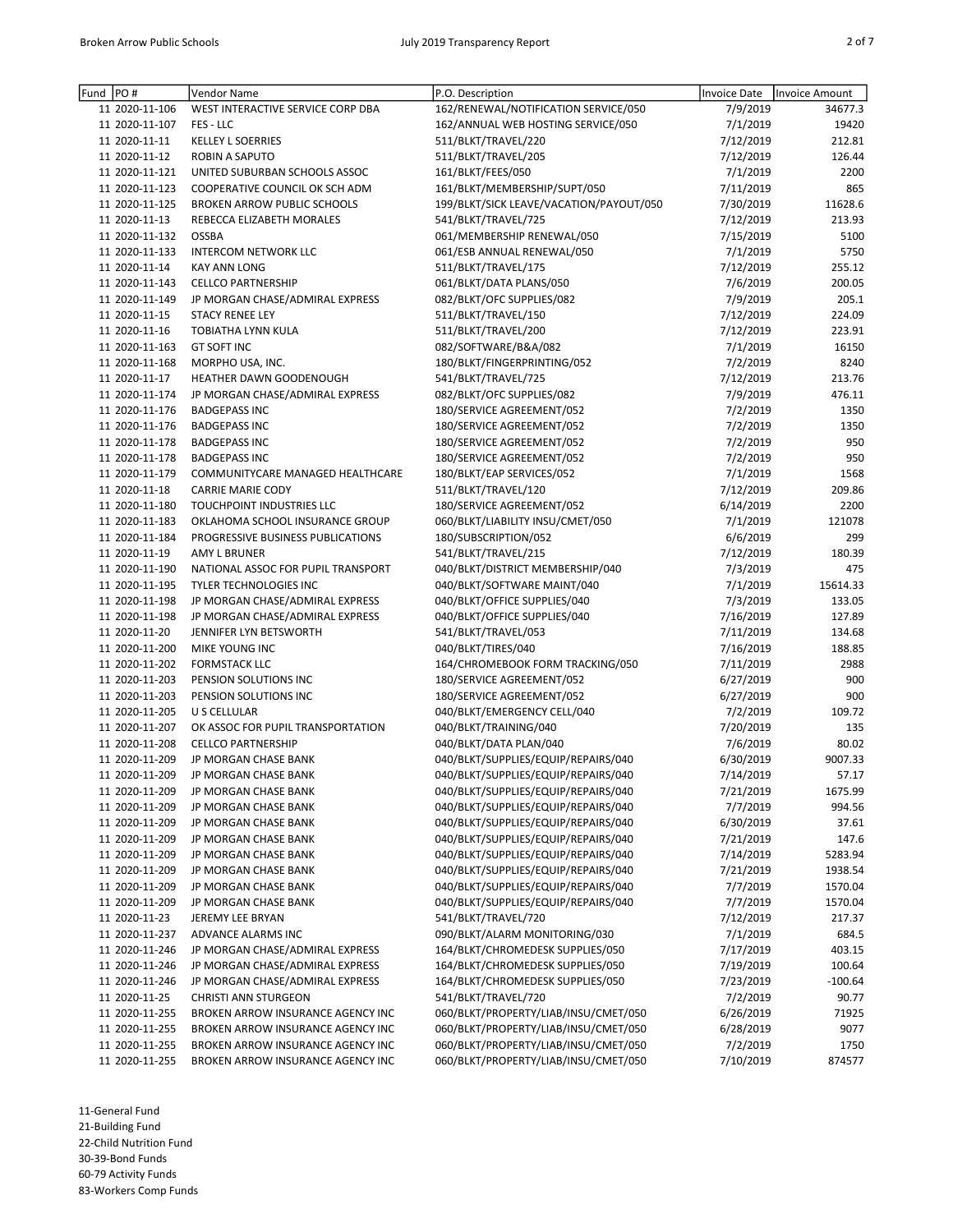| Fund | PO # | Vendor Name | P.O. Description | Invoice Date | Invoice Amount |
|---|---|---|---|---|---|
| 11 | 2020-11-106 | WEST INTERACTIVE SERVICE CORP DBA | 162/RENEWAL/NOTIFICATION SERVICE/050 | 7/9/2019 | 34677.3 |
| 11 | 2020-11-107 | FES - LLC | 162/ANNUAL WEB HOSTING SERVICE/050 | 7/1/2019 | 19420 |
| 11 | 2020-11-11 | KELLEY L SOERRIES | 511/BLKT/TRAVEL/220 | 7/12/2019 | 212.81 |
| 11 | 2020-11-12 | ROBIN A SAPUTO | 511/BLKT/TRAVEL/205 | 7/12/2019 | 126.44 |
| 11 | 2020-11-121 | UNITED SUBURBAN SCHOOLS ASSOC | 161/BLKT/FEES/050 | 7/1/2019 | 2200 |
| 11 | 2020-11-123 | COOPERATIVE COUNCIL OK SCH ADM | 161/BLKT/MEMBERSHIP/SUPT/050 | 7/11/2019 | 865 |
| 11 | 2020-11-125 | BROKEN ARROW PUBLIC SCHOOLS | 199/BLKT/SICK LEAVE/VACATION/PAYOUT/050 | 7/30/2019 | 11628.6 |
| 11 | 2020-11-13 | REBECCA ELIZABETH MORALES | 541/BLKT/TRAVEL/725 | 7/12/2019 | 213.93 |
| 11 | 2020-11-132 | OSSBA | 061/MEMBERSHIP RENEWAL/050 | 7/15/2019 | 5100 |
| 11 | 2020-11-133 | INTERCOM NETWORK LLC | 061/ESB ANNUAL RENEWAL/050 | 7/1/2019 | 5750 |
| 11 | 2020-11-14 | KAY ANN LONG | 511/BLKT/TRAVEL/175 | 7/12/2019 | 255.12 |
| 11 | 2020-11-143 | CELLCO PARTNERSHIP | 061/BLKT/DATA PLANS/050 | 7/6/2019 | 200.05 |
| 11 | 2020-11-149 | JP MORGAN CHASE/ADMIRAL EXPRESS | 082/BLKT/OFC SUPPLIES/082 | 7/9/2019 | 205.1 |
| 11 | 2020-11-15 | STACY RENEE LEY | 511/BLKT/TRAVEL/150 | 7/12/2019 | 224.09 |
| 11 | 2020-11-16 | TOBIATHA LYNN KULA | 511/BLKT/TRAVEL/200 | 7/12/2019 | 223.91 |
| 11 | 2020-11-163 | GT SOFT INC | 082/SOFTWARE/B&A/082 | 7/1/2019 | 16150 |
| 11 | 2020-11-168 | MORPHO USA, INC. | 180/BLKT/FINGERPRINTING/052 | 7/2/2019 | 8240 |
| 11 | 2020-11-17 | HEATHER DAWN GOODENOUGH | 541/BLKT/TRAVEL/725 | 7/12/2019 | 213.76 |
| 11 | 2020-11-174 | JP MORGAN CHASE/ADMIRAL EXPRESS | 082/BLKT/OFC SUPPLIES/082 | 7/9/2019 | 476.11 |
| 11 | 2020-11-176 | BADGEPASS INC | 180/SERVICE AGREEMENT/052 | 7/2/2019 | 1350 |
| 11 | 2020-11-176 | BADGEPASS INC | 180/SERVICE AGREEMENT/052 | 7/2/2019 | 1350 |
| 11 | 2020-11-178 | BADGEPASS INC | 180/SERVICE AGREEMENT/052 | 7/2/2019 | 950 |
| 11 | 2020-11-178 | BADGEPASS INC | 180/SERVICE AGREEMENT/052 | 7/2/2019 | 950 |
| 11 | 2020-11-179 | COMMUNITYCARE MANAGED HEALTHCARE | 180/BLKT/EAP SERVICES/052 | 7/1/2019 | 1568 |
| 11 | 2020-11-18 | CARRIE MARIE CODY | 511/BLKT/TRAVEL/120 | 7/12/2019 | 209.86 |
| 11 | 2020-11-180 | TOUCHPOINT INDUSTRIES LLC | 180/SERVICE AGREEMENT/052 | 6/14/2019 | 2200 |
| 11 | 2020-11-183 | OKLAHOMA SCHOOL INSURANCE GROUP | 060/BLKT/LIABILITY INSU/CMET/050 | 7/1/2019 | 121078 |
| 11 | 2020-11-184 | PROGRESSIVE BUSINESS PUBLICATIONS | 180/SUBSCRIPTION/052 | 6/6/2019 | 299 |
| 11 | 2020-11-19 | AMY L BRUNER | 541/BLKT/TRAVEL/215 | 7/12/2019 | 180.39 |
| 11 | 2020-11-190 | NATIONAL ASSOC FOR PUPIL TRANSPORT | 040/BLKT/DISTRICT MEMBERSHIP/040 | 7/3/2019 | 475 |
| 11 | 2020-11-195 | TYLER TECHNOLOGIES INC | 040/BLKT/SOFTWARE MAINT/040 | 7/1/2019 | 15614.33 |
| 11 | 2020-11-198 | JP MORGAN CHASE/ADMIRAL EXPRESS | 040/BLKT/OFFICE SUPPLIES/040 | 7/3/2019 | 133.05 |
| 11 | 2020-11-198 | JP MORGAN CHASE/ADMIRAL EXPRESS | 040/BLKT/OFFICE SUPPLIES/040 | 7/16/2019 | 127.89 |
| 11 | 2020-11-20 | JENNIFER LYN BETSWORTH | 541/BLKT/TRAVEL/053 | 7/11/2019 | 134.68 |
| 11 | 2020-11-200 | MIKE YOUNG INC | 040/BLKT/TIRES/040 | 7/16/2019 | 188.85 |
| 11 | 2020-11-202 | FORMSTACK LLC | 164/CHROMEBOOK FORM TRACKING/050 | 7/11/2019 | 2988 |
| 11 | 2020-11-203 | PENSION SOLUTIONS INC | 180/SERVICE AGREEMENT/052 | 6/27/2019 | 900 |
| 11 | 2020-11-203 | PENSION SOLUTIONS INC | 180/SERVICE AGREEMENT/052 | 6/27/2019 | 900 |
| 11 | 2020-11-205 | U S CELLULAR | 040/BLKT/EMERGENCY CELL/040 | 7/2/2019 | 109.72 |
| 11 | 2020-11-207 | OK ASSOC FOR PUPIL TRANSPORTATION | 040/BLKT/TRAINING/040 | 7/20/2019 | 135 |
| 11 | 2020-11-208 | CELLCO PARTNERSHIP | 040/BLKT/DATA PLAN/040 | 7/6/2019 | 80.02 |
| 11 | 2020-11-209 | JP MORGAN CHASE BANK | 040/BLKT/SUPPLIES/EQUIP/REPAIRS/040 | 6/30/2019 | 9007.33 |
| 11 | 2020-11-209 | JP MORGAN CHASE BANK | 040/BLKT/SUPPLIES/EQUIP/REPAIRS/040 | 7/14/2019 | 57.17 |
| 11 | 2020-11-209 | JP MORGAN CHASE BANK | 040/BLKT/SUPPLIES/EQUIP/REPAIRS/040 | 7/21/2019 | 1675.99 |
| 11 | 2020-11-209 | JP MORGAN CHASE BANK | 040/BLKT/SUPPLIES/EQUIP/REPAIRS/040 | 7/7/2019 | 994.56 |
| 11 | 2020-11-209 | JP MORGAN CHASE BANK | 040/BLKT/SUPPLIES/EQUIP/REPAIRS/040 | 6/30/2019 | 37.61 |
| 11 | 2020-11-209 | JP MORGAN CHASE BANK | 040/BLKT/SUPPLIES/EQUIP/REPAIRS/040 | 7/21/2019 | 147.6 |
| 11 | 2020-11-209 | JP MORGAN CHASE BANK | 040/BLKT/SUPPLIES/EQUIP/REPAIRS/040 | 7/14/2019 | 5283.94 |
| 11 | 2020-11-209 | JP MORGAN CHASE BANK | 040/BLKT/SUPPLIES/EQUIP/REPAIRS/040 | 7/21/2019 | 1938.54 |
| 11 | 2020-11-209 | JP MORGAN CHASE BANK | 040/BLKT/SUPPLIES/EQUIP/REPAIRS/040 | 7/7/2019 | 1570.04 |
| 11 | 2020-11-209 | JP MORGAN CHASE BANK | 040/BLKT/SUPPLIES/EQUIP/REPAIRS/040 | 7/7/2019 | 1570.04 |
| 11 | 2020-11-23 | JEREMY LEE BRYAN | 541/BLKT/TRAVEL/720 | 7/12/2019 | 217.37 |
| 11 | 2020-11-237 | ADVANCE ALARMS INC | 090/BLKT/ALARM MONITORING/030 | 7/1/2019 | 684.5 |
| 11 | 2020-11-246 | JP MORGAN CHASE/ADMIRAL EXPRESS | 164/BLKT/CHROMEDESK SUPPLIES/050 | 7/17/2019 | 403.15 |
| 11 | 2020-11-246 | JP MORGAN CHASE/ADMIRAL EXPRESS | 164/BLKT/CHROMEDESK SUPPLIES/050 | 7/19/2019 | 100.64 |
| 11 | 2020-11-246 | JP MORGAN CHASE/ADMIRAL EXPRESS | 164/BLKT/CHROMEDESK SUPPLIES/050 | 7/23/2019 | -100.64 |
| 11 | 2020-11-25 | CHRISTI ANN STURGEON | 541/BLKT/TRAVEL/720 | 7/2/2019 | 90.77 |
| 11 | 2020-11-255 | BROKEN ARROW INSURANCE AGENCY INC | 060/BLKT/PROPERTY/LIAB/INSU/CMET/050 | 6/26/2019 | 71925 |
| 11 | 2020-11-255 | BROKEN ARROW INSURANCE AGENCY INC | 060/BLKT/PROPERTY/LIAB/INSU/CMET/050 | 6/28/2019 | 9077 |
| 11 | 2020-11-255 | BROKEN ARROW INSURANCE AGENCY INC | 060/BLKT/PROPERTY/LIAB/INSU/CMET/050 | 7/2/2019 | 1750 |
| 11 | 2020-11-255 | BROKEN ARROW INSURANCE AGENCY INC | 060/BLKT/PROPERTY/LIAB/INSU/CMET/050 | 7/10/2019 | 874577 |

11-General Fund
21-Building Fund
22-Child Nutrition Fund
30-39-Bond Funds
60-79 Activity Funds
83-Workers Comp Funds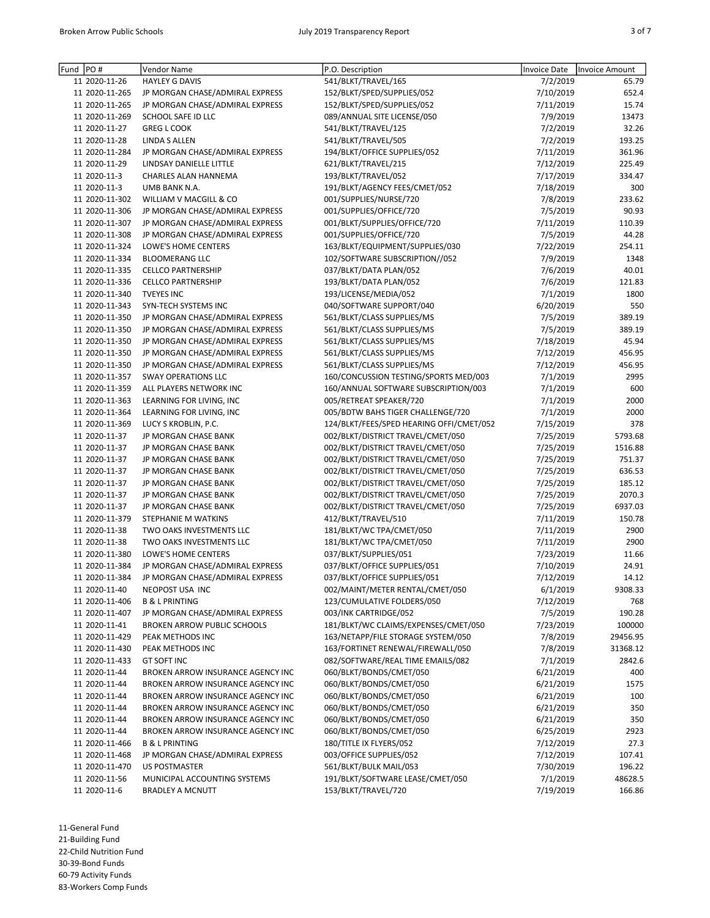| Fund | PO # | Vendor Name | P.O. Description | Invoice Date | Invoice Amount |
|---|---|---|---|---|---|
| 11 | 2020-11-26 | HAYLEY G DAVIS | 541/BLKT/TRAVEL/165 | 7/2/2019 | 65.79 |
| 11 | 2020-11-265 | JP MORGAN CHASE/ADMIRAL EXPRESS | 152/BLKT/SPED/SUPPLIES/052 | 7/10/2019 | 652.4 |
| 11 | 2020-11-265 | JP MORGAN CHASE/ADMIRAL EXPRESS | 152/BLKT/SPED/SUPPLIES/052 | 7/11/2019 | 15.74 |
| 11 | 2020-11-269 | SCHOOL SAFE ID LLC | 089/ANNUAL SITE LICENSE/050 | 7/9/2019 | 13473 |
| 11 | 2020-11-27 | GREG L COOK | 541/BLKT/TRAVEL/125 | 7/2/2019 | 32.26 |
| 11 | 2020-11-28 | LINDA S ALLEN | 541/BLKT/TRAVEL/505 | 7/2/2019 | 193.25 |
| 11 | 2020-11-284 | JP MORGAN CHASE/ADMIRAL EXPRESS | 194/BLKT/OFFICE SUPPLIES/052 | 7/11/2019 | 361.96 |
| 11 | 2020-11-29 | LINDSAY DANIELLE LITTLE | 621/BLKT/TRAVEL/215 | 7/12/2019 | 225.49 |
| 11 | 2020-11-3 | CHARLES ALAN HANNEMA | 193/BLKT/TRAVEL/052 | 7/17/2019 | 334.47 |
| 11 | 2020-11-3 | UMB BANK N.A. | 191/BLKT/AGENCY FEES/CMET/052 | 7/18/2019 | 300 |
| 11 | 2020-11-302 | WILLIAM V MACGILL & CO | 001/SUPPLIES/NURSE/720 | 7/8/2019 | 233.62 |
| 11 | 2020-11-306 | JP MORGAN CHASE/ADMIRAL EXPRESS | 001/SUPPLIES/OFFICE/720 | 7/5/2019 | 90.93 |
| 11 | 2020-11-307 | JP MORGAN CHASE/ADMIRAL EXPRESS | 001/BLKT/SUPPLIES/OFFICE/720 | 7/11/2019 | 110.39 |
| 11 | 2020-11-308 | JP MORGAN CHASE/ADMIRAL EXPRESS | 001/SUPPLIES/OFFICE/720 | 7/5/2019 | 44.28 |
| 11 | 2020-11-324 | LOWE'S HOME CENTERS | 163/BLKT/EQUIPMENT/SUPPLIES/030 | 7/22/2019 | 254.11 |
| 11 | 2020-11-334 | BLOOMERANG LLC | 102/SOFTWARE SUBSCRIPTION//052 | 7/9/2019 | 1348 |
| 11 | 2020-11-335 | CELLCO PARTNERSHIP | 037/BLKT/DATA PLAN/052 | 7/6/2019 | 40.01 |
| 11 | 2020-11-336 | CELLCO PARTNERSHIP | 193/BLKT/DATA PLAN/052 | 7/6/2019 | 121.83 |
| 11 | 2020-11-340 | TVEYES INC | 193/LICENSE/MEDIA/052 | 7/1/2019 | 1800 |
| 11 | 2020-11-343 | SYN-TECH SYSTEMS INC | 040/SOFTWARE SUPPORT/040 | 6/20/2019 | 550 |
| 11 | 2020-11-350 | JP MORGAN CHASE/ADMIRAL EXPRESS | 561/BLKT/CLASS SUPPLIES/MS | 7/5/2019 | 389.19 |
| 11 | 2020-11-350 | JP MORGAN CHASE/ADMIRAL EXPRESS | 561/BLKT/CLASS SUPPLIES/MS | 7/5/2019 | 389.19 |
| 11 | 2020-11-350 | JP MORGAN CHASE/ADMIRAL EXPRESS | 561/BLKT/CLASS SUPPLIES/MS | 7/18/2019 | 45.94 |
| 11 | 2020-11-350 | JP MORGAN CHASE/ADMIRAL EXPRESS | 561/BLKT/CLASS SUPPLIES/MS | 7/12/2019 | 456.95 |
| 11 | 2020-11-350 | JP MORGAN CHASE/ADMIRAL EXPRESS | 561/BLKT/CLASS SUPPLIES/MS | 7/12/2019 | 456.95 |
| 11 | 2020-11-357 | SWAY OPERATIONS LLC | 160/CONCUSSION TESTING/SPORTS MED/003 | 7/1/2019 | 2995 |
| 11 | 2020-11-359 | ALL PLAYERS NETWORK INC | 160/ANNUAL SOFTWARE SUBSCRIPTION/003 | 7/1/2019 | 600 |
| 11 | 2020-11-363 | LEARNING FOR LIVING, INC | 005/RETREAT SPEAKER/720 | 7/1/2019 | 2000 |
| 11 | 2020-11-364 | LEARNING FOR LIVING, INC | 005/BDTW BAHS TIGER CHALLENGE/720 | 7/1/2019 | 2000 |
| 11 | 2020-11-369 | LUCY S KROBLIN, P.C. | 124/BLKT/FEES/SPED HEARING OFFI/CMET/052 | 7/15/2019 | 378 |
| 11 | 2020-11-37 | JP MORGAN CHASE BANK | 002/BLKT/DISTRICT TRAVEL/CMET/050 | 7/25/2019 | 5793.68 |
| 11 | 2020-11-37 | JP MORGAN CHASE BANK | 002/BLKT/DISTRICT TRAVEL/CMET/050 | 7/25/2019 | 1516.88 |
| 11 | 2020-11-37 | JP MORGAN CHASE BANK | 002/BLKT/DISTRICT TRAVEL/CMET/050 | 7/25/2019 | 751.37 |
| 11 | 2020-11-37 | JP MORGAN CHASE BANK | 002/BLKT/DISTRICT TRAVEL/CMET/050 | 7/25/2019 | 636.53 |
| 11 | 2020-11-37 | JP MORGAN CHASE BANK | 002/BLKT/DISTRICT TRAVEL/CMET/050 | 7/25/2019 | 185.12 |
| 11 | 2020-11-37 | JP MORGAN CHASE BANK | 002/BLKT/DISTRICT TRAVEL/CMET/050 | 7/25/2019 | 2070.3 |
| 11 | 2020-11-37 | JP MORGAN CHASE BANK | 002/BLKT/DISTRICT TRAVEL/CMET/050 | 7/25/2019 | 6937.03 |
| 11 | 2020-11-379 | STEPHANIE M WATKINS | 412/BLKT/TRAVEL/510 | 7/11/2019 | 150.78 |
| 11 | 2020-11-38 | TWO OAKS INVESTMENTS LLC | 181/BLKT/WC TPA/CMET/050 | 7/11/2019 | 2900 |
| 11 | 2020-11-38 | TWO OAKS INVESTMENTS LLC | 181/BLKT/WC TPA/CMET/050 | 7/11/2019 | 2900 |
| 11 | 2020-11-380 | LOWE'S HOME CENTERS | 037/BLKT/SUPPLIES/051 | 7/23/2019 | 11.66 |
| 11 | 2020-11-384 | JP MORGAN CHASE/ADMIRAL EXPRESS | 037/BLKT/OFFICE SUPPLIES/051 | 7/10/2019 | 24.91 |
| 11 | 2020-11-384 | JP MORGAN CHASE/ADMIRAL EXPRESS | 037/BLKT/OFFICE SUPPLIES/051 | 7/12/2019 | 14.12 |
| 11 | 2020-11-40 | NEOPOST USA INC | 002/MAINT/METER RENTAL/CMET/050 | 6/1/2019 | 9308.33 |
| 11 | 2020-11-406 | B & L PRINTING | 123/CUMULATIVE FOLDERS/050 | 7/12/2019 | 768 |
| 11 | 2020-11-407 | JP MORGAN CHASE/ADMIRAL EXPRESS | 003/INK CARTRIDGE/052 | 7/5/2019 | 190.28 |
| 11 | 2020-11-41 | BROKEN ARROW PUBLIC SCHOOLS | 181/BLKT/WC CLAIMS/EXPENSES/CMET/050 | 7/23/2019 | 100000 |
| 11 | 2020-11-429 | PEAK METHODS INC | 163/NETAPP/FILE STORAGE SYSTEM/050 | 7/8/2019 | 29456.95 |
| 11 | 2020-11-430 | PEAK METHODS INC | 163/FORTINET RENEWAL/FIREWALL/050 | 7/8/2019 | 31368.12 |
| 11 | 2020-11-433 | GT SOFT INC | 082/SOFTWARE/REAL TIME EMAILS/082 | 7/1/2019 | 2842.6 |
| 11 | 2020-11-44 | BROKEN ARROW INSURANCE AGENCY INC | 060/BLKT/BONDS/CMET/050 | 6/21/2019 | 400 |
| 11 | 2020-11-44 | BROKEN ARROW INSURANCE AGENCY INC | 060/BLKT/BONDS/CMET/050 | 6/21/2019 | 1575 |
| 11 | 2020-11-44 | BROKEN ARROW INSURANCE AGENCY INC | 060/BLKT/BONDS/CMET/050 | 6/21/2019 | 100 |
| 11 | 2020-11-44 | BROKEN ARROW INSURANCE AGENCY INC | 060/BLKT/BONDS/CMET/050 | 6/21/2019 | 350 |
| 11 | 2020-11-44 | BROKEN ARROW INSURANCE AGENCY INC | 060/BLKT/BONDS/CMET/050 | 6/21/2019 | 350 |
| 11 | 2020-11-44 | BROKEN ARROW INSURANCE AGENCY INC | 060/BLKT/BONDS/CMET/050 | 6/25/2019 | 2923 |
| 11 | 2020-11-466 | B & L PRINTING | 180/TITLE IX FLYERS/052 | 7/12/2019 | 27.3 |
| 11 | 2020-11-468 | JP MORGAN CHASE/ADMIRAL EXPRESS | 003/OFFICE SUPPLIES/052 | 7/12/2019 | 107.41 |
| 11 | 2020-11-470 | US POSTMASTER | 561/BLKT/BULK MAIL/053 | 7/30/2019 | 196.22 |
| 11 | 2020-11-56 | MUNICIPAL ACCOUNTING SYSTEMS | 191/BLKT/SOFTWARE LEASE/CMET/050 | 7/1/2019 | 48628.5 |
| 11 | 2020-11-6 | BRADLEY A MCNUTT | 153/BLKT/TRAVEL/720 | 7/19/2019 | 166.86 |

11-General Fund
21-Building Fund
22-Child Nutrition Fund
30-39-Bond Funds
60-79 Activity Funds
83-Workers Comp Funds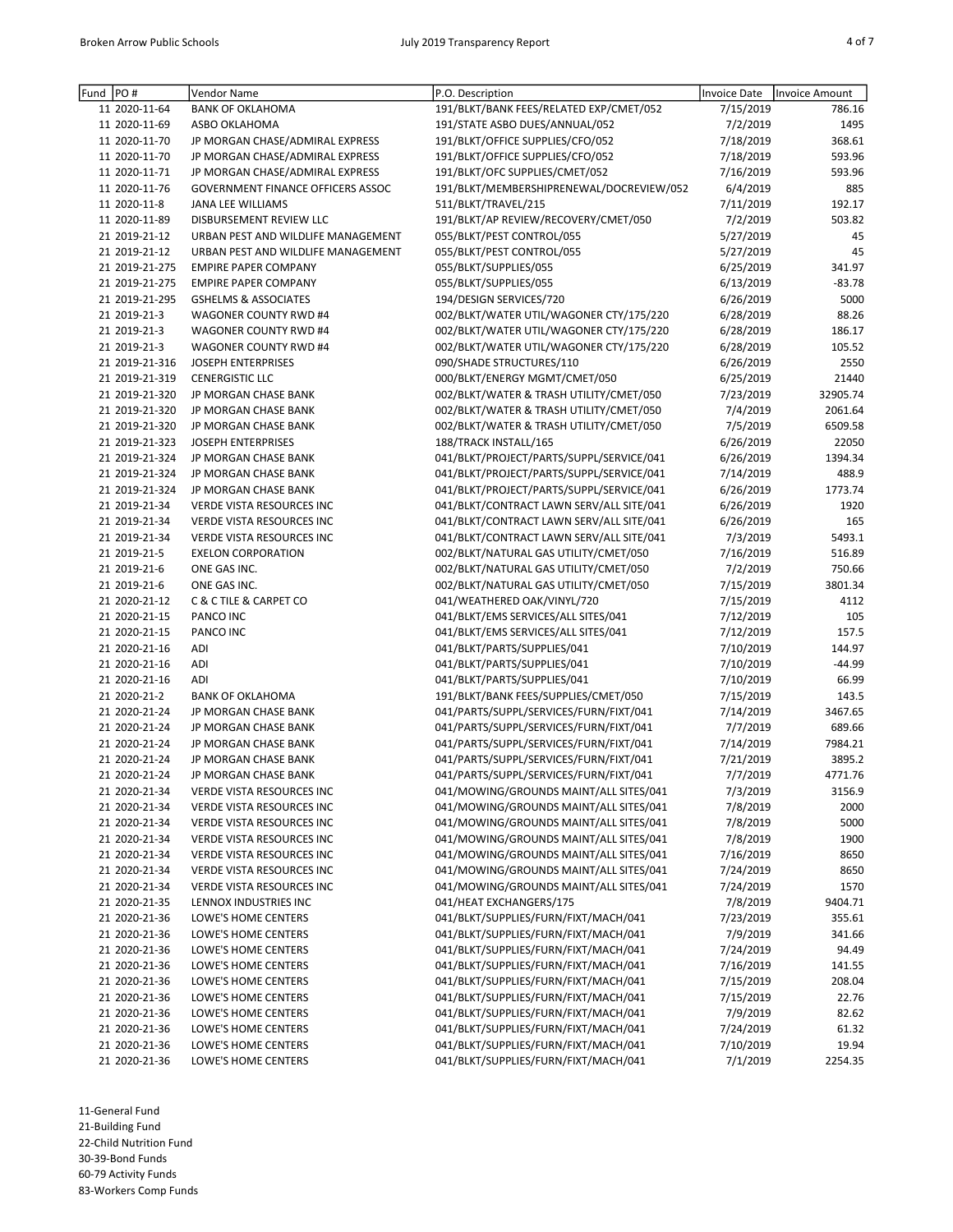| Fund | PO # | Vendor Name | P.O. Description | Invoice Date | Invoice Amount |
|---|---|---|---|---|---|
| 11 | 2020-11-64 | BANK OF OKLAHOMA | 191/BLKT/BANK FEES/RELATED EXP/CMET/052 | 7/15/2019 | 786.16 |
| 11 | 2020-11-69 | ASBO OKLAHOMA | 191/STATE ASBO DUES/ANNUAL/052 | 7/2/2019 | 1495 |
| 11 | 2020-11-70 | JP MORGAN CHASE/ADMIRAL EXPRESS | 191/BLKT/OFFICE SUPPLIES/CFO/052 | 7/18/2019 | 368.61 |
| 11 | 2020-11-70 | JP MORGAN CHASE/ADMIRAL EXPRESS | 191/BLKT/OFFICE SUPPLIES/CFO/052 | 7/18/2019 | 593.96 |
| 11 | 2020-11-71 | JP MORGAN CHASE/ADMIRAL EXPRESS | 191/BLKT/OFC SUPPLIES/CMET/052 | 7/16/2019 | 593.96 |
| 11 | 2020-11-76 | GOVERNMENT FINANCE OFFICERS ASSOC | 191/BLKT/MEMBERSHIPRENEWAL/DOCREVIEW/052 | 6/4/2019 | 885 |
| 11 | 2020-11-8 | JANA LEE WILLIAMS | 511/BLKT/TRAVEL/215 | 7/11/2019 | 192.17 |
| 11 | 2020-11-89 | DISBURSEMENT REVIEW LLC | 191/BLKT/AP REVIEW/RECOVERY/CMET/050 | 7/2/2019 | 503.82 |
| 21 | 2019-21-12 | URBAN PEST AND WILDLIFE MANAGEMENT | 055/BLKT/PEST CONTROL/055 | 5/27/2019 | 45 |
| 21 | 2019-21-12 | URBAN PEST AND WILDLIFE MANAGEMENT | 055/BLKT/PEST CONTROL/055 | 5/27/2019 | 45 |
| 21 | 2019-21-275 | EMPIRE PAPER COMPANY | 055/BLKT/SUPPLIES/055 | 6/25/2019 | 341.97 |
| 21 | 2019-21-275 | EMPIRE PAPER COMPANY | 055/BLKT/SUPPLIES/055 | 6/13/2019 | -83.78 |
| 21 | 2019-21-295 | GSHELMS & ASSOCIATES | 194/DESIGN SERVICES/720 | 6/26/2019 | 5000 |
| 21 | 2019-21-3 | WAGONER COUNTY RWD #4 | 002/BLKT/WATER UTIL/WAGONER CTY/175/220 | 6/28/2019 | 88.26 |
| 21 | 2019-21-3 | WAGONER COUNTY RWD #4 | 002/BLKT/WATER UTIL/WAGONER CTY/175/220 | 6/28/2019 | 186.17 |
| 21 | 2019-21-3 | WAGONER COUNTY RWD #4 | 002/BLKT/WATER UTIL/WAGONER CTY/175/220 | 6/28/2019 | 105.52 |
| 21 | 2019-21-316 | JOSEPH ENTERPRISES | 090/SHADE STRUCTURES/110 | 6/26/2019 | 2550 |
| 21 | 2019-21-319 | CENERGISTIC LLC | 000/BLKT/ENERGY MGMT/CMET/050 | 6/25/2019 | 21440 |
| 21 | 2019-21-320 | JP MORGAN CHASE BANK | 002/BLKT/WATER & TRASH UTILITY/CMET/050 | 7/23/2019 | 32905.74 |
| 21 | 2019-21-320 | JP MORGAN CHASE BANK | 002/BLKT/WATER & TRASH UTILITY/CMET/050 | 7/4/2019 | 2061.64 |
| 21 | 2019-21-320 | JP MORGAN CHASE BANK | 002/BLKT/WATER & TRASH UTILITY/CMET/050 | 7/5/2019 | 6509.58 |
| 21 | 2019-21-323 | JOSEPH ENTERPRISES | 188/TRACK INSTALL/165 | 6/26/2019 | 22050 |
| 21 | 2019-21-324 | JP MORGAN CHASE BANK | 041/BLKT/PROJECT/PARTS/SUPPL/SERVICE/041 | 6/26/2019 | 1394.34 |
| 21 | 2019-21-324 | JP MORGAN CHASE BANK | 041/BLKT/PROJECT/PARTS/SUPPL/SERVICE/041 | 7/14/2019 | 488.9 |
| 21 | 2019-21-324 | JP MORGAN CHASE BANK | 041/BLKT/PROJECT/PARTS/SUPPL/SERVICE/041 | 6/26/2019 | 1773.74 |
| 21 | 2019-21-34 | VERDE VISTA RESOURCES INC | 041/BLKT/CONTRACT LAWN SERV/ALL SITE/041 | 6/26/2019 | 1920 |
| 21 | 2019-21-34 | VERDE VISTA RESOURCES INC | 041/BLKT/CONTRACT LAWN SERV/ALL SITE/041 | 6/26/2019 | 165 |
| 21 | 2019-21-34 | VERDE VISTA RESOURCES INC | 041/BLKT/CONTRACT LAWN SERV/ALL SITE/041 | 7/3/2019 | 5493.1 |
| 21 | 2019-21-5 | EXELON CORPORATION | 002/BLKT/NATURAL GAS UTILITY/CMET/050 | 7/16/2019 | 516.89 |
| 21 | 2019-21-6 | ONE GAS INC. | 002/BLKT/NATURAL GAS UTILITY/CMET/050 | 7/2/2019 | 750.66 |
| 21 | 2019-21-6 | ONE GAS INC. | 002/BLKT/NATURAL GAS UTILITY/CMET/050 | 7/15/2019 | 3801.34 |
| 21 | 2020-21-12 | C & C TILE & CARPET CO | 041/WEATHERED OAK/VINYL/720 | 7/15/2019 | 4112 |
| 21 | 2020-21-15 | PANCO INC | 041/BLKT/EMS SERVICES/ALL SITES/041 | 7/12/2019 | 105 |
| 21 | 2020-21-15 | PANCO INC | 041/BLKT/EMS SERVICES/ALL SITES/041 | 7/12/2019 | 157.5 |
| 21 | 2020-21-16 | ADI | 041/BLKT/PARTS/SUPPLIES/041 | 7/10/2019 | 144.97 |
| 21 | 2020-21-16 | ADI | 041/BLKT/PARTS/SUPPLIES/041 | 7/10/2019 | -44.99 |
| 21 | 2020-21-16 | ADI | 041/BLKT/PARTS/SUPPLIES/041 | 7/10/2019 | 66.99 |
| 21 | 2020-21-2 | BANK OF OKLAHOMA | 191/BLKT/BANK FEES/SUPPLIES/CMET/050 | 7/15/2019 | 143.5 |
| 21 | 2020-21-24 | JP MORGAN CHASE BANK | 041/PARTS/SUPPL/SERVICES/FURN/FIXT/041 | 7/14/2019 | 3467.65 |
| 21 | 2020-21-24 | JP MORGAN CHASE BANK | 041/PARTS/SUPPL/SERVICES/FURN/FIXT/041 | 7/7/2019 | 689.66 |
| 21 | 2020-21-24 | JP MORGAN CHASE BANK | 041/PARTS/SUPPL/SERVICES/FURN/FIXT/041 | 7/14/2019 | 7984.21 |
| 21 | 2020-21-24 | JP MORGAN CHASE BANK | 041/PARTS/SUPPL/SERVICES/FURN/FIXT/041 | 7/21/2019 | 3895.2 |
| 21 | 2020-21-24 | JP MORGAN CHASE BANK | 041/PARTS/SUPPL/SERVICES/FURN/FIXT/041 | 7/7/2019 | 4771.76 |
| 21 | 2020-21-34 | VERDE VISTA RESOURCES INC | 041/MOWING/GROUNDS MAINT/ALL SITES/041 | 7/3/2019 | 3156.9 |
| 21 | 2020-21-34 | VERDE VISTA RESOURCES INC | 041/MOWING/GROUNDS MAINT/ALL SITES/041 | 7/8/2019 | 2000 |
| 21 | 2020-21-34 | VERDE VISTA RESOURCES INC | 041/MOWING/GROUNDS MAINT/ALL SITES/041 | 7/8/2019 | 5000 |
| 21 | 2020-21-34 | VERDE VISTA RESOURCES INC | 041/MOWING/GROUNDS MAINT/ALL SITES/041 | 7/8/2019 | 1900 |
| 21 | 2020-21-34 | VERDE VISTA RESOURCES INC | 041/MOWING/GROUNDS MAINT/ALL SITES/041 | 7/16/2019 | 8650 |
| 21 | 2020-21-34 | VERDE VISTA RESOURCES INC | 041/MOWING/GROUNDS MAINT/ALL SITES/041 | 7/24/2019 | 8650 |
| 21 | 2020-21-34 | VERDE VISTA RESOURCES INC | 041/MOWING/GROUNDS MAINT/ALL SITES/041 | 7/24/2019 | 1570 |
| 21 | 2020-21-35 | LENNOX INDUSTRIES INC | 041/HEAT EXCHANGERS/175 | 7/8/2019 | 9404.71 |
| 21 | 2020-21-36 | LOWE'S HOME CENTERS | 041/BLKT/SUPPLIES/FURN/FIXT/MACH/041 | 7/23/2019 | 355.61 |
| 21 | 2020-21-36 | LOWE'S HOME CENTERS | 041/BLKT/SUPPLIES/FURN/FIXT/MACH/041 | 7/9/2019 | 341.66 |
| 21 | 2020-21-36 | LOWE'S HOME CENTERS | 041/BLKT/SUPPLIES/FURN/FIXT/MACH/041 | 7/24/2019 | 94.49 |
| 21 | 2020-21-36 | LOWE'S HOME CENTERS | 041/BLKT/SUPPLIES/FURN/FIXT/MACH/041 | 7/16/2019 | 141.55 |
| 21 | 2020-21-36 | LOWE'S HOME CENTERS | 041/BLKT/SUPPLIES/FURN/FIXT/MACH/041 | 7/15/2019 | 208.04 |
| 21 | 2020-21-36 | LOWE'S HOME CENTERS | 041/BLKT/SUPPLIES/FURN/FIXT/MACH/041 | 7/15/2019 | 22.76 |
| 21 | 2020-21-36 | LOWE'S HOME CENTERS | 041/BLKT/SUPPLIES/FURN/FIXT/MACH/041 | 7/9/2019 | 82.62 |
| 21 | 2020-21-36 | LOWE'S HOME CENTERS | 041/BLKT/SUPPLIES/FURN/FIXT/MACH/041 | 7/24/2019 | 61.32 |
| 21 | 2020-21-36 | LOWE'S HOME CENTERS | 041/BLKT/SUPPLIES/FURN/FIXT/MACH/041 | 7/10/2019 | 19.94 |
| 21 | 2020-21-36 | LOWE'S HOME CENTERS | 041/BLKT/SUPPLIES/FURN/FIXT/MACH/041 | 7/1/2019 | 2254.35 |

11-General Fund
21-Building Fund
22-Child Nutrition Fund
30-39-Bond Funds
60-79 Activity Funds
83-Workers Comp Funds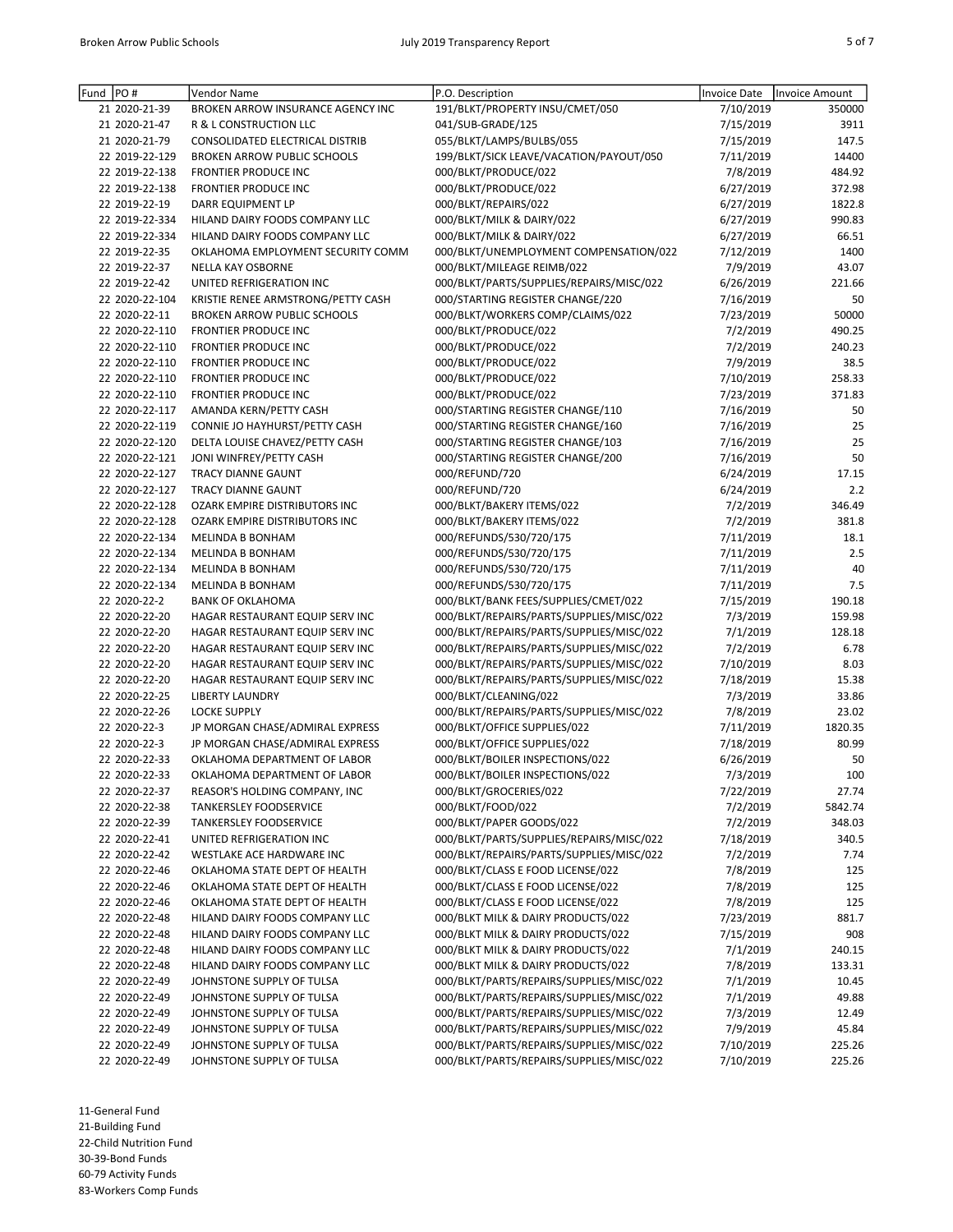| Fund | PO # | Vendor Name | P.O. Description | Invoice Date | Invoice Amount |
|---|---|---|---|---|---|
| 21 | 2020-21-39 | BROKEN ARROW INSURANCE AGENCY INC | 191/BLKT/PROPERTY INSU/CMET/050 | 7/10/2019 | 350000 |
| 21 | 2020-21-47 | R & L CONSTRUCTION LLC | 041/SUB-GRADE/125 | 7/15/2019 | 3911 |
| 21 | 2020-21-79 | CONSOLIDATED ELECTRICAL DISTRIB | 055/BLKT/LAMPS/BULBS/055 | 7/15/2019 | 147.5 |
| 22 | 2019-22-129 | BROKEN ARROW PUBLIC SCHOOLS | 199/BLKT/SICK LEAVE/VACATION/PAYOUT/050 | 7/11/2019 | 14400 |
| 22 | 2019-22-138 | FRONTIER PRODUCE INC | 000/BLKT/PRODUCE/022 | 7/8/2019 | 484.92 |
| 22 | 2019-22-138 | FRONTIER PRODUCE INC | 000/BLKT/PRODUCE/022 | 6/27/2019 | 372.98 |
| 22 | 2019-22-19 | DARR EQUIPMENT LP | 000/BLKT/REPAIRS/022 | 6/27/2019 | 1822.8 |
| 22 | 2019-22-334 | HILAND DAIRY FOODS COMPANY LLC | 000/BLKT/MILK & DAIRY/022 | 6/27/2019 | 990.83 |
| 22 | 2019-22-334 | HILAND DAIRY FOODS COMPANY LLC | 000/BLKT/MILK & DAIRY/022 | 6/27/2019 | 66.51 |
| 22 | 2019-22-35 | OKLAHOMA EMPLOYMENT SECURITY COMM | 000/BLKT/UNEMPLOYMENT COMPENSATION/022 | 7/12/2019 | 1400 |
| 22 | 2019-22-37 | NELLA KAY OSBORNE | 000/BLKT/MILEAGE REIMB/022 | 7/9/2019 | 43.07 |
| 22 | 2019-22-42 | UNITED REFRIGERATION INC | 000/BLKT/PARTS/SUPPLIES/REPAIRS/MISC/022 | 6/26/2019 | 221.66 |
| 22 | 2020-22-104 | KRISTIE RENEE ARMSTRONG/PETTY CASH | 000/STARTING REGISTER CHANGE/220 | 7/16/2019 | 50 |
| 22 | 2020-22-11 | BROKEN ARROW PUBLIC SCHOOLS | 000/BLKT/WORKERS COMP/CLAIMS/022 | 7/23/2019 | 50000 |
| 22 | 2020-22-110 | FRONTIER PRODUCE INC | 000/BLKT/PRODUCE/022 | 7/2/2019 | 490.25 |
| 22 | 2020-22-110 | FRONTIER PRODUCE INC | 000/BLKT/PRODUCE/022 | 7/2/2019 | 240.23 |
| 22 | 2020-22-110 | FRONTIER PRODUCE INC | 000/BLKT/PRODUCE/022 | 7/9/2019 | 38.5 |
| 22 | 2020-22-110 | FRONTIER PRODUCE INC | 000/BLKT/PRODUCE/022 | 7/10/2019 | 258.33 |
| 22 | 2020-22-110 | FRONTIER PRODUCE INC | 000/BLKT/PRODUCE/022 | 7/23/2019 | 371.83 |
| 22 | 2020-22-117 | AMANDA KERN/PETTY CASH | 000/STARTING REGISTER CHANGE/110 | 7/16/2019 | 50 |
| 22 | 2020-22-119 | CONNIE JO HAYHURST/PETTY CASH | 000/STARTING REGISTER CHANGE/160 | 7/16/2019 | 25 |
| 22 | 2020-22-120 | DELTA LOUISE CHAVEZ/PETTY CASH | 000/STARTING REGISTER CHANGE/103 | 7/16/2019 | 25 |
| 22 | 2020-22-121 | JONI WINFREY/PETTY CASH | 000/STARTING REGISTER CHANGE/200 | 7/16/2019 | 50 |
| 22 | 2020-22-127 | TRACY DIANNE GAUNT | 000/REFUND/720 | 6/24/2019 | 17.15 |
| 22 | 2020-22-127 | TRACY DIANNE GAUNT | 000/REFUND/720 | 6/24/2019 | 2.2 |
| 22 | 2020-22-128 | OZARK EMPIRE DISTRIBUTORS INC | 000/BLKT/BAKERY ITEMS/022 | 7/2/2019 | 346.49 |
| 22 | 2020-22-128 | OZARK EMPIRE DISTRIBUTORS INC | 000/BLKT/BAKERY ITEMS/022 | 7/2/2019 | 381.8 |
| 22 | 2020-22-134 | MELINDA B BONHAM | 000/REFUNDS/530/720/175 | 7/11/2019 | 18.1 |
| 22 | 2020-22-134 | MELINDA B BONHAM | 000/REFUNDS/530/720/175 | 7/11/2019 | 2.5 |
| 22 | 2020-22-134 | MELINDA B BONHAM | 000/REFUNDS/530/720/175 | 7/11/2019 | 40 |
| 22 | 2020-22-134 | MELINDA B BONHAM | 000/REFUNDS/530/720/175 | 7/11/2019 | 7.5 |
| 22 | 2020-22-2 | BANK OF OKLAHOMA | 000/BLKT/BANK FEES/SUPPLIES/CMET/022 | 7/15/2019 | 190.18 |
| 22 | 2020-22-20 | HAGAR RESTAURANT EQUIP SERV INC | 000/BLKT/REPAIRS/PARTS/SUPPLIES/MISC/022 | 7/3/2019 | 159.98 |
| 22 | 2020-22-20 | HAGAR RESTAURANT EQUIP SERV INC | 000/BLKT/REPAIRS/PARTS/SUPPLIES/MISC/022 | 7/1/2019 | 128.18 |
| 22 | 2020-22-20 | HAGAR RESTAURANT EQUIP SERV INC | 000/BLKT/REPAIRS/PARTS/SUPPLIES/MISC/022 | 7/2/2019 | 6.78 |
| 22 | 2020-22-20 | HAGAR RESTAURANT EQUIP SERV INC | 000/BLKT/REPAIRS/PARTS/SUPPLIES/MISC/022 | 7/10/2019 | 8.03 |
| 22 | 2020-22-20 | HAGAR RESTAURANT EQUIP SERV INC | 000/BLKT/REPAIRS/PARTS/SUPPLIES/MISC/022 | 7/18/2019 | 15.38 |
| 22 | 2020-22-25 | LIBERTY LAUNDRY | 000/BLKT/CLEANING/022 | 7/3/2019 | 33.86 |
| 22 | 2020-22-26 | LOCKE SUPPLY | 000/BLKT/REPAIRS/PARTS/SUPPLIES/MISC/022 | 7/8/2019 | 23.02 |
| 22 | 2020-22-3 | JP MORGAN CHASE/ADMIRAL EXPRESS | 000/BLKT/OFFICE SUPPLIES/022 | 7/11/2019 | 1820.35 |
| 22 | 2020-22-3 | JP MORGAN CHASE/ADMIRAL EXPRESS | 000/BLKT/OFFICE SUPPLIES/022 | 7/18/2019 | 80.99 |
| 22 | 2020-22-33 | OKLAHOMA DEPARTMENT OF LABOR | 000/BLKT/BOILER INSPECTIONS/022 | 6/26/2019 | 50 |
| 22 | 2020-22-33 | OKLAHOMA DEPARTMENT OF LABOR | 000/BLKT/BOILER INSPECTIONS/022 | 7/3/2019 | 100 |
| 22 | 2020-22-37 | REASOR'S HOLDING COMPANY, INC | 000/BLKT/GROCERIES/022 | 7/22/2019 | 27.74 |
| 22 | 2020-22-38 | TANKERSLEY FOODSERVICE | 000/BLKT/FOOD/022 | 7/2/2019 | 5842.74 |
| 22 | 2020-22-39 | TANKERSLEY FOODSERVICE | 000/BLKT/PAPER GOODS/022 | 7/2/2019 | 348.03 |
| 22 | 2020-22-41 | UNITED REFRIGERATION INC | 000/BLKT/PARTS/SUPPLIES/REPAIRS/MISC/022 | 7/18/2019 | 340.5 |
| 22 | 2020-22-42 | WESTLAKE ACE HARDWARE INC | 000/BLKT/REPAIRS/PARTS/SUPPLIES/MISC/022 | 7/2/2019 | 7.74 |
| 22 | 2020-22-46 | OKLAHOMA STATE DEPT OF HEALTH | 000/BLKT/CLASS E FOOD LICENSE/022 | 7/8/2019 | 125 |
| 22 | 2020-22-46 | OKLAHOMA STATE DEPT OF HEALTH | 000/BLKT/CLASS E FOOD LICENSE/022 | 7/8/2019 | 125 |
| 22 | 2020-22-46 | OKLAHOMA STATE DEPT OF HEALTH | 000/BLKT/CLASS E FOOD LICENSE/022 | 7/8/2019 | 125 |
| 22 | 2020-22-48 | HILAND DAIRY FOODS COMPANY LLC | 000/BLKT MILK & DAIRY PRODUCTS/022 | 7/23/2019 | 881.7 |
| 22 | 2020-22-48 | HILAND DAIRY FOODS COMPANY LLC | 000/BLKT MILK & DAIRY PRODUCTS/022 | 7/15/2019 | 908 |
| 22 | 2020-22-48 | HILAND DAIRY FOODS COMPANY LLC | 000/BLKT MILK & DAIRY PRODUCTS/022 | 7/1/2019 | 240.15 |
| 22 | 2020-22-48 | HILAND DAIRY FOODS COMPANY LLC | 000/BLKT MILK & DAIRY PRODUCTS/022 | 7/8/2019 | 133.31 |
| 22 | 2020-22-49 | JOHNSTONE SUPPLY OF TULSA | 000/BLKT/PARTS/REPAIRS/SUPPLIES/MISC/022 | 7/1/2019 | 10.45 |
| 22 | 2020-22-49 | JOHNSTONE SUPPLY OF TULSA | 000/BLKT/PARTS/REPAIRS/SUPPLIES/MISC/022 | 7/1/2019 | 49.88 |
| 22 | 2020-22-49 | JOHNSTONE SUPPLY OF TULSA | 000/BLKT/PARTS/REPAIRS/SUPPLIES/MISC/022 | 7/3/2019 | 12.49 |
| 22 | 2020-22-49 | JOHNSTONE SUPPLY OF TULSA | 000/BLKT/PARTS/REPAIRS/SUPPLIES/MISC/022 | 7/9/2019 | 45.84 |
| 22 | 2020-22-49 | JOHNSTONE SUPPLY OF TULSA | 000/BLKT/PARTS/REPAIRS/SUPPLIES/MISC/022 | 7/10/2019 | 225.26 |
| 22 | 2020-22-49 | JOHNSTONE SUPPLY OF TULSA | 000/BLKT/PARTS/REPAIRS/SUPPLIES/MISC/022 | 7/10/2019 | 225.26 |

11-General Fund
21-Building Fund
22-Child Nutrition Fund
30-39-Bond Funds
60-79 Activity Funds
83-Workers Comp Funds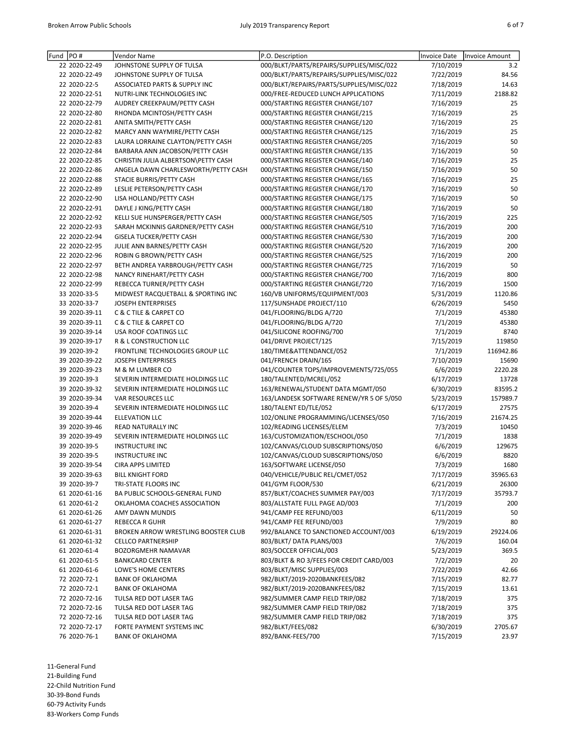| Fund | PO # | Vendor Name | P.O. Description | Invoice Date | Invoice Amount |
|---|---|---|---|---|---|
| 22 | 2020-22-49 | JOHNSTONE SUPPLY OF TULSA | 000/BLKT/PARTS/REPAIRS/SUPPLIES/MISC/022 | 7/10/2019 | 3.2 |
| 22 | 2020-22-49 | JOHNSTONE SUPPLY OF TULSA | 000/BLKT/PARTS/REPAIRS/SUPPLIES/MISC/022 | 7/22/2019 | 84.56 |
| 22 | 2020-22-5 | ASSOCIATED PARTS & SUPPLY INC | 000/BLKT/REPAIRS/PARTS/SUPPLIES/MISC/022 | 7/18/2019 | 14.63 |
| 22 | 2020-22-51 | NUTRI-LINK TECHNOLOGIES INC | 000/FREE-REDUCED LUNCH APPLICATIONS | 7/11/2019 | 2188.82 |
| 22 | 2020-22-79 | AUDREY CREEKPAUM/PETTY CASH | 000/STARTING REGISTER CHANGE/107 | 7/16/2019 | 25 |
| 22 | 2020-22-80 | RHONDA MCINTOSH/PETTY CASH | 000/STARTING REGISTER CHANGE/215 | 7/16/2019 | 25 |
| 22 | 2020-22-81 | ANITA SMITH/PETTY CASH | 000/STARTING REGISTER CHANGE/120 | 7/16/2019 | 25 |
| 22 | 2020-22-82 | MARCY ANN WAYMIRE/PETTY CASH | 000/STARTING REGISTER CHANGE/125 | 7/16/2019 | 25 |
| 22 | 2020-22-83 | LAURA LORRAINE CLAYTON/PETTY CASH | 000/STARTING REGISTER CHANGE/205 | 7/16/2019 | 50 |
| 22 | 2020-22-84 | BARBARA ANN JACOBSON/PETTY CASH | 000/STARTING REGISTER CHANGE/135 | 7/16/2019 | 50 |
| 22 | 2020-22-85 | CHRISTIN JULIA ALBERTSON\PETTY CASH | 000/STARTING REGISTER CHANGE/140 | 7/16/2019 | 25 |
| 22 | 2020-22-86 | ANGELA DAWN CHARLESWORTH/PETTY CASH | 000/STARTING REGISTER CHANGE/150 | 7/16/2019 | 50 |
| 22 | 2020-22-88 | STACIE BURRIS/PETTY CASH | 000/STARTING REGISTER CHANGE/165 | 7/16/2019 | 25 |
| 22 | 2020-22-89 | LESLIE PETERSON/PETTY CASH | 000/STARTING REGISTER CHANGE/170 | 7/16/2019 | 50 |
| 22 | 2020-22-90 | LISA HOLLAND/PETTY CASH | 000/STARTING REGISTER CHANGE/175 | 7/16/2019 | 50 |
| 22 | 2020-22-91 | DAYLE J KING/PETTY CASH | 000/STARTING REGISTER CHANGE/180 | 7/16/2019 | 50 |
| 22 | 2020-22-92 | KELLI SUE HUNSPERGER/PETTY CASH | 000/STARTING REGISTER CHANGE/505 | 7/16/2019 | 225 |
| 22 | 2020-22-93 | SARAH MCKINNIS GARDNER/PETTY CASH | 000/STARTING REGISTER CHANGE/510 | 7/16/2019 | 200 |
| 22 | 2020-22-94 | GISELA TUCKER/PETTY CASH | 000/STARTING REGISTER CHANGE/530 | 7/16/2019 | 200 |
| 22 | 2020-22-95 | JULIE ANN BARNES/PETTY CASH | 000/STARTING REGISTER CHANGE/520 | 7/16/2019 | 200 |
| 22 | 2020-22-96 | ROBIN G BROWN/PETTY CASH | 000/STARTING REGISTER CHANGE/525 | 7/16/2019 | 200 |
| 22 | 2020-22-97 | BETH ANDREA YARBROUGH/PETTY CASH | 000/STARTING REGISTER CHANGE/725 | 7/16/2019 | 50 |
| 22 | 2020-22-98 | NANCY RINEHART/PETTY CASH | 000/STARTING REGISTER CHANGE/700 | 7/16/2019 | 800 |
| 22 | 2020-22-99 | REBECCA TURNER/PETTY CASH | 000/STARTING REGISTER CHANGE/720 | 7/16/2019 | 1500 |
| 33 | 2020-33-5 | MIDWEST RACQUETBALL & SPORTING INC | 160/VB UNIFORMS/EQUIPMENT/003 | 5/31/2019 | 1120.86 |
| 33 | 2020-33-7 | JOSEPH ENTERPRISES | 117/SUNSHADE PROJECT/110 | 6/26/2019 | 5450 |
| 39 | 2020-39-11 | C & C TILE & CARPET CO | 041/FLOORING/BLDG A/720 | 7/1/2019 | 45380 |
| 39 | 2020-39-11 | C & C TILE & CARPET CO | 041/FLOORING/BLDG A/720 | 7/1/2019 | 45380 |
| 39 | 2020-39-14 | USA ROOF COATINGS LLC | 041/SILICONE ROOFING/700 | 7/1/2019 | 8740 |
| 39 | 2020-39-17 | R & L CONSTRUCTION LLC | 041/DRIVE PROJECT/125 | 7/15/2019 | 119850 |
| 39 | 2020-39-2 | FRONTLINE TECHNOLOGIES GROUP LLC | 180/TIME&ATTENDANCE/052 | 7/1/2019 | 116942.86 |
| 39 | 2020-39-22 | JOSEPH ENTERPRISES | 041/FRENCH DRAIN/165 | 7/10/2019 | 15690 |
| 39 | 2020-39-23 | M & M LUMBER CO | 041/COUNTER TOPS/IMPROVEMENTS/725/055 | 6/6/2019 | 2220.28 |
| 39 | 2020-39-3 | SEVERIN INTERMEDIATE HOLDINGS LLC | 180/TALENTED/MCREL/052 | 6/17/2019 | 13728 |
| 39 | 2020-39-32 | SEVERIN INTERMEDIATE HOLDINGS LLC | 163/RENEWAL/STUDENT DATA MGMT/050 | 6/30/2019 | 83595.2 |
| 39 | 2020-39-34 | VAR RESOURCES LLC | 163/LANDESK SOFTWARE RENEW/YR 5 OF 5/050 | 5/23/2019 | 157989.7 |
| 39 | 2020-39-4 | SEVERIN INTERMEDIATE HOLDINGS LLC | 180/TALENT ED/TLE/052 | 6/17/2019 | 27575 |
| 39 | 2020-39-44 | ELLEVATION LLC | 102/ONLINE PROGRAMMING/LICENSES/050 | 7/16/2019 | 21674.25 |
| 39 | 2020-39-46 | READ NATURALLY INC | 102/READING LICENSES/ELEM | 7/3/2019 | 10450 |
| 39 | 2020-39-49 | SEVERIN INTERMEDIATE HOLDINGS LLC | 163/CUSTOMIZATION/ESCHOOL/050 | 7/1/2019 | 1838 |
| 39 | 2020-39-5 | INSTRUCTURE INC | 102/CANVAS/CLOUD SUBSCRIPTIONS/050 | 6/6/2019 | 129675 |
| 39 | 2020-39-5 | INSTRUCTURE INC | 102/CANVAS/CLOUD SUBSCRIPTIONS/050 | 6/6/2019 | 8820 |
| 39 | 2020-39-54 | CIRA APPS LIMITED | 163/SOFTWARE LICENSE/050 | 7/3/2019 | 1680 |
| 39 | 2020-39-63 | BILL KNIGHT FORD | 040/VEHICLE/PUBLIC REL/CMET/052 | 7/17/2019 | 35965.63 |
| 39 | 2020-39-7 | TRI-STATE FLOORS INC | 041/GYM FLOOR/530 | 6/21/2019 | 26300 |
| 61 | 2020-61-16 | BA PUBLIC SCHOOLS-GENERAL FUND | 857/BLKT/COACHES SUMMER PAY/003 | 7/17/2019 | 35793.7 |
| 61 | 2020-61-2 | OKLAHOMA COACHES ASSOCIATION | 803/ALLSTATE FULL PAGE AD/003 | 7/1/2019 | 200 |
| 61 | 2020-61-26 | AMY DAWN MUNDIS | 941/CAMP FEE REFUND/003 | 6/11/2019 | 50 |
| 61 | 2020-61-27 | REBECCA R GUHR | 941/CAMP FEE REFUND/003 | 7/9/2019 | 80 |
| 61 | 2020-61-31 | BROKEN ARROW WRESTLING BOOSTER CLUB | 992/BALANCE TO SANCTIONED ACCOUNT/003 | 6/19/2019 | 29224.06 |
| 61 | 2020-61-32 | CELLCO PARTNERSHIP | 803/BLKT/ DATA PLANS/003 | 7/6/2019 | 160.04 |
| 61 | 2020-61-4 | BOZORGMEHR NAMAVAR | 803/SOCCER OFFICIAL/003 | 5/23/2019 | 369.5 |
| 61 | 2020-61-5 | BANKCARD CENTER | 803/BLKT & RO 3/FEES FOR CREDIT CARD/003 | 7/2/2019 | 20 |
| 61 | 2020-61-6 | LOWE'S HOME CENTERS | 803/BLKT/MISC SUPPLIES/003 | 7/22/2019 | 42.66 |
| 72 | 2020-72-1 | BANK OF OKLAHOMA | 982/BLKT/2019-2020BANKFEES/082 | 7/15/2019 | 82.77 |
| 72 | 2020-72-1 | BANK OF OKLAHOMA | 982/BLKT/2019-2020BANKFEES/082 | 7/15/2019 | 13.61 |
| 72 | 2020-72-16 | TULSA RED DOT LASER TAG | 982/SUMMER CAMP FIELD TRIP/082 | 7/18/2019 | 375 |
| 72 | 2020-72-16 | TULSA RED DOT LASER TAG | 982/SUMMER CAMP FIELD TRIP/082 | 7/18/2019 | 375 |
| 72 | 2020-72-16 | TULSA RED DOT LASER TAG | 982/SUMMER CAMP FIELD TRIP/082 | 7/18/2019 | 375 |
| 72 | 2020-72-17 | FORTE PAYMENT SYSTEMS INC | 982/BLKT/FEES/082 | 6/30/2019 | 2705.67 |
| 76 | 2020-76-1 | BANK OF OKLAHOMA | 892/BANK-FEES/700 | 7/15/2019 | 23.97 |

11-General Fund
21-Building Fund
22-Child Nutrition Fund
30-39-Bond Funds
60-79 Activity Funds
83-Workers Comp Funds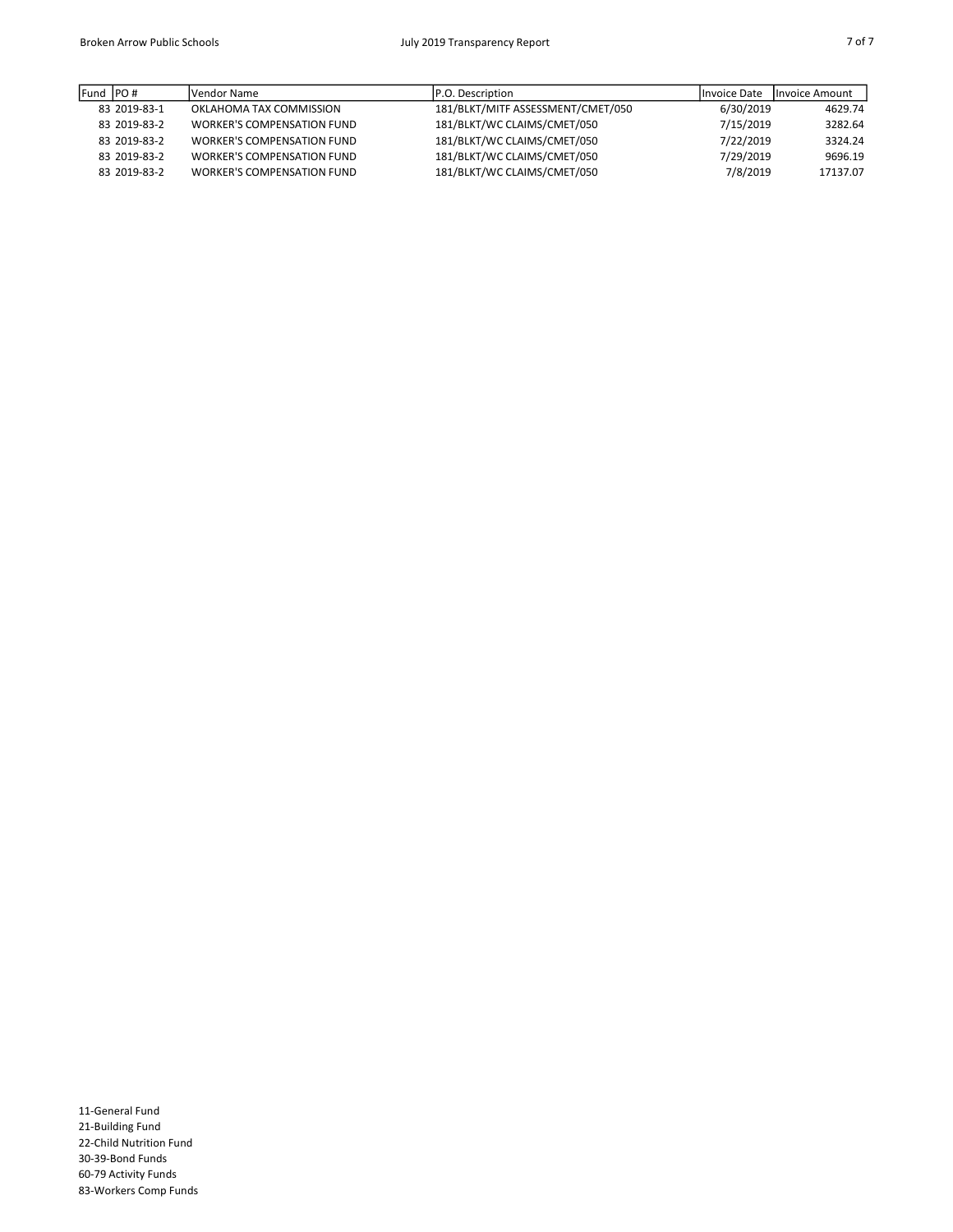| Fund | PO # | Vendor Name | P.O. Description | Invoice Date | Invoice Amount |
|---|---|---|---|---|---|
| 83 | 2019-83-1 | OKLAHOMA TAX COMMISSION | 181/BLKT/MITF ASSESSMENT/CMET/050 | 6/30/2019 | 4629.74 |
| 83 | 2019-83-2 | WORKER'S COMPENSATION FUND | 181/BLKT/WC CLAIMS/CMET/050 | 7/15/2019 | 3282.64 |
| 83 | 2019-83-2 | WORKER'S COMPENSATION FUND | 181/BLKT/WC CLAIMS/CMET/050 | 7/22/2019 | 3324.24 |
| 83 | 2019-83-2 | WORKER'S COMPENSATION FUND | 181/BLKT/WC CLAIMS/CMET/050 | 7/29/2019 | 9696.19 |
| 83 | 2019-83-2 | WORKER'S COMPENSATION FUND | 181/BLKT/WC CLAIMS/CMET/050 | 7/8/2019 | 17137.07 |

11-General Fund
21-Building Fund
22-Child Nutrition Fund
30-39-Bond Funds
60-79 Activity Funds
83-Workers Comp Funds